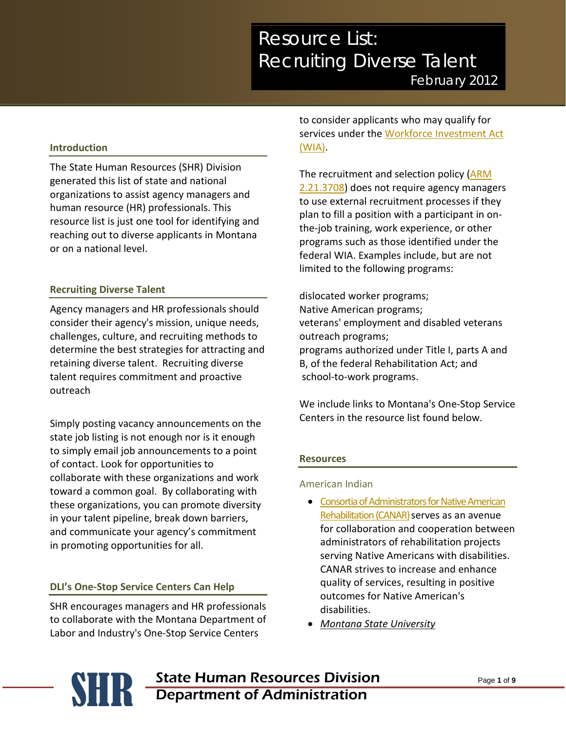# Resource List: Recruiting Diverse Talent

February 2012

## Introduction

The State Human Resources (SHR) Division generated this list of state and national organizations to assist agency managers and human resource (HR) professionals. This resource list is just one tool for identifying and reaching out to diverse applicants in Montana or on a national level.

## Recruiting Diverse Talent

Agency managers and HR professionals should consider their agency's mission, unique needs, challenges, culture, and recruiting methods to determine the best strategies for attracting and retaining diverse talent. Recruiting diverse talent requires commitment and proactive outreach

Simply posting vacancy announcements on the state job listing is not enough nor is it enough to simply email job announcements to a point of contact. Look for opportunities to collaborate with these organizations and work toward a common goal. By collaborating with these organizations, you can promote diversity in your talent pipeline, break down barriers, and communicate your agency's commitment in promoting opportunities for all.

## DLI's One-Stop Service Centers Can Help

SHR encourages managers and HR professionals to collaborate with the Montana Department of Labor and Industry's One-Stop Service Centers to consider applicants who may qualify for services under the Workforce Investment Act (WIA).

The recruitment and selection policy (ARM 2.21.3708) does not require agency managers to use external recruitment processes if they plan to fill a position with a participant in on-the-job training, work experience, or other programs such as those identified under the federal WIA. Examples include, but are not limited to the following programs:

dislocated worker programs;
Native American programs;
veterans' employment and disabled veterans outreach programs;
programs authorized under Title I, parts A and B, of the federal Rehabilitation Act; and
school-to-work programs.

We include links to Montana's One-Stop Service Centers in the resource list found below.

## Resources

### American Indian

- Consortia of Administrators for Native American Rehabilitation (CANAR) serves as an avenue for collaboration and cooperation between administrators of rehabilitation projects serving Native Americans with disabilities. CANAR strives to increase and enhance quality of services, resulting in positive outcomes for Native American's disabilities.
- *Montana State University*

State Human Resources Division
Department of Administration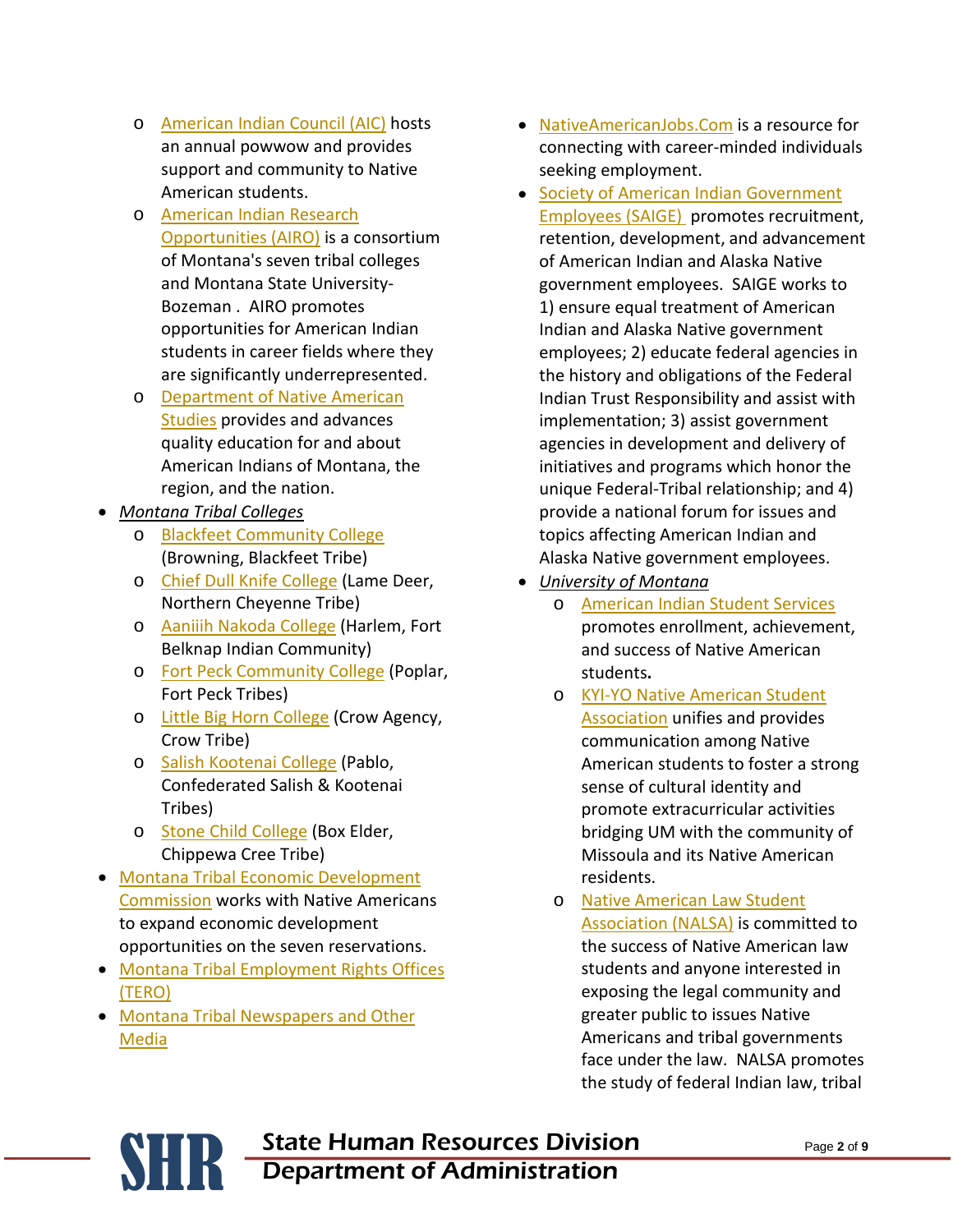- American Indian Council (AIC) hosts an annual powwow and provides support and community to Native American students.
  - American Indian Research Opportunities (AIRO) is a consortium of Montana's seven tribal colleges and Montana State University-Bozeman . AIRO promotes opportunities for American Indian students in career fields where they are significantly underrepresented.
  - Department of Native American Studies provides and advances quality education for and about American Indians of Montana, the region, and the nation.
- *Montana Tribal Colleges*
  - Blackfeet Community College (Browning, Blackfeet Tribe)
  - Chief Dull Knife College (Lame Deer, Northern Cheyenne Tribe)
  - Aaniiih Nakoda College (Harlem, Fort Belknap Indian Community)
  - Fort Peck Community College (Poplar, Fort Peck Tribes)
  - Little Big Horn College (Crow Agency, Crow Tribe)
  - Salish Kootenai College (Pablo, Confederated Salish & Kootenai Tribes)
  - Stone Child College (Box Elder, Chippewa Cree Tribe)
- Montana Tribal Economic Development Commission works with Native Americans to expand economic development opportunities on the seven reservations.
- Montana Tribal Employment Rights Offices (TERO)
- Montana Tribal Newspapers and Other Media
- NativeAmericanJobs.Com is a resource for connecting with career-minded individuals seeking employment.
- Society of American Indian Government Employees (SAIGE) promotes recruitment, retention, development, and advancement of American Indian and Alaska Native government employees. SAIGE works to 1) ensure equal treatment of American Indian and Alaska Native government employees; 2) educate federal agencies in the history and obligations of the Federal Indian Trust Responsibility and assist with implementation; 3) assist government agencies in development and delivery of initiatives and programs which honor the unique Federal-Tribal relationship; and 4) provide a national forum for issues and topics affecting American Indian and Alaska Native government employees.
- *University of Montana*
  - American Indian Student Services promotes enrollment, achievement, and success of Native American students.
  - KYI-YO Native American Student Association unifies and provides communication among Native American students to foster a strong sense of cultural identity and promote extracurricular activities bridging UM with the community of Missoula and its Native American residents.
  - Native American Law Student Association (NALSA) is committed to the success of Native American law students and anyone interested in exposing the legal community and greater public to issues Native Americans and tribal governments face under the law. NALSA promotes the study of federal Indian law, tribal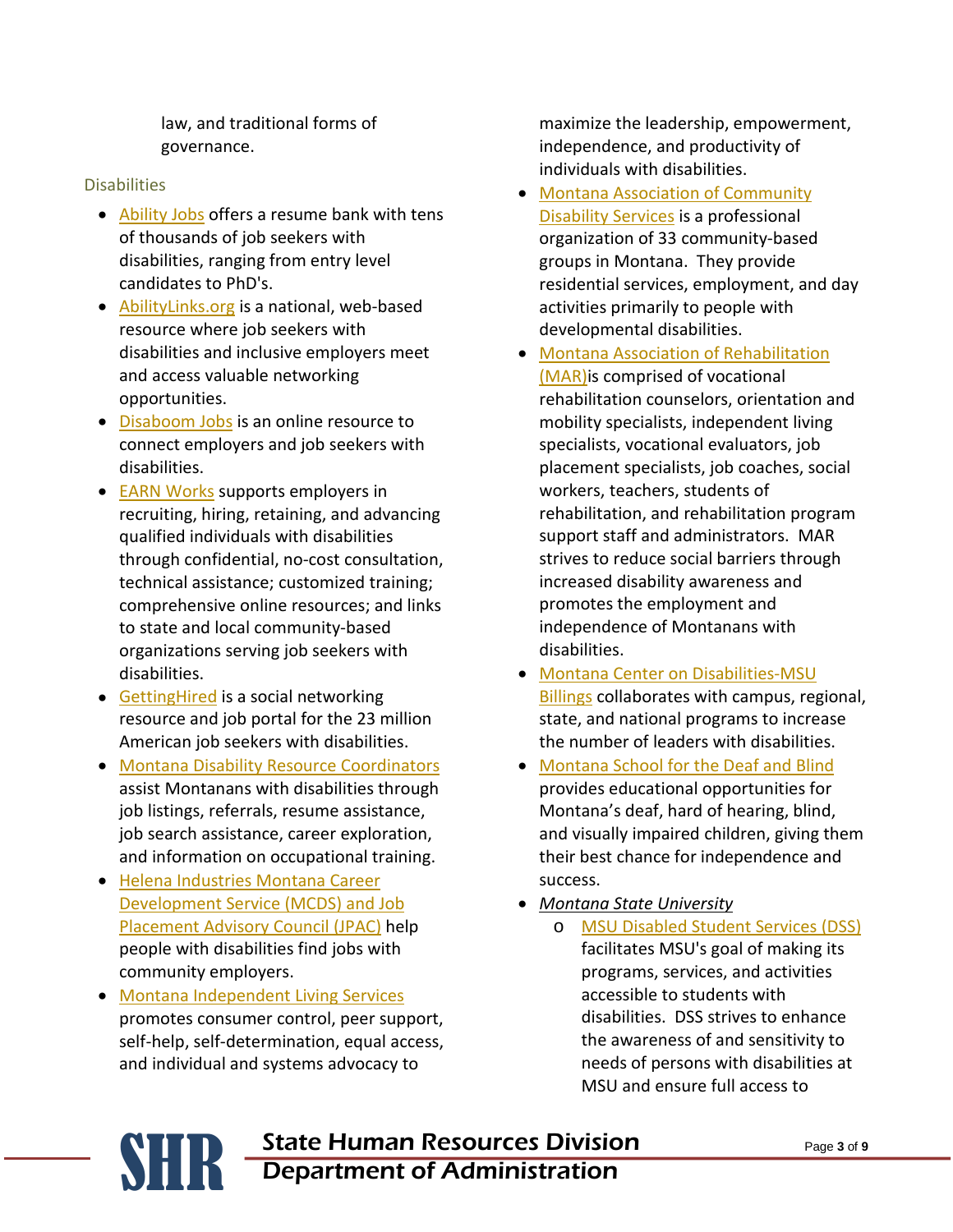law, and traditional forms of governance.

### Disabilities

- Ability Jobs offers a resume bank with tens of thousands of job seekers with disabilities, ranging from entry level candidates to PhD's.
- AbilityLinks.org is a national, web-based resource where job seekers with disabilities and inclusive employers meet and access valuable networking opportunities.
- Disaboom Jobs is an online resource to connect employers and job seekers with disabilities.
- EARN Works supports employers in recruiting, hiring, retaining, and advancing qualified individuals with disabilities through confidential, no-cost consultation, technical assistance; customized training; comprehensive online resources; and links to state and local community-based organizations serving job seekers with disabilities.
- GettingHired is a social networking resource and job portal for the 23 million American job seekers with disabilities.
- Montana Disability Resource Coordinators assist Montanans with disabilities through job listings, referrals, resume assistance, job search assistance, career exploration, and information on occupational training.
- Helena Industries Montana Career Development Service (MCDS) and Job Placement Advisory Council (JPAC) help people with disabilities find jobs with community employers.
- Montana Independent Living Services promotes consumer control, peer support, self-help, self-determination, equal access, and individual and systems advocacy to maximize the leadership, empowerment, independence, and productivity of individuals with disabilities.
- Montana Association of Community Disability Services is a professional organization of 33 community-based groups in Montana. They provide residential services, employment, and day activities primarily to people with developmental disabilities.
- Montana Association of Rehabilitation (MAR)is comprised of vocational rehabilitation counselors, orientation and mobility specialists, independent living specialists, vocational evaluators, job placement specialists, job coaches, social workers, teachers, students of rehabilitation, and rehabilitation program support staff and administrators. MAR strives to reduce social barriers through increased disability awareness and promotes the employment and independence of Montanans with disabilities.
- Montana Center on Disabilities-MSU Billings collaborates with campus, regional, state, and national programs to increase the number of leaders with disabilities.
- Montana School for the Deaf and Blind provides educational opportunities for Montana's deaf, hard of hearing, blind, and visually impaired children, giving them their best chance for independence and success.
- *Montana State University*
  - MSU Disabled Student Services (DSS) facilitates MSU's goal of making its programs, services, and activities accessible to students with disabilities. DSS strives to enhance the awareness of and sensitivity to needs of persons with disabilities at MSU and ensure full access to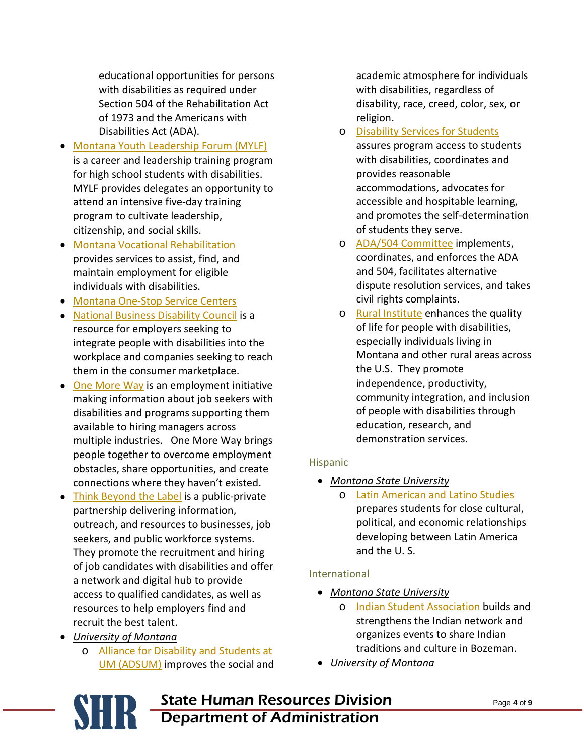educational opportunities for persons with disabilities as required under Section 504 of the Rehabilitation Act of 1973 and the Americans with Disabilities Act (ADA).

- Montana Youth Leadership Forum (MYLF) is a career and leadership training program for high school students with disabilities. MYLF provides delegates an opportunity to attend an intensive five-day training program to cultivate leadership, citizenship, and social skills.
- Montana Vocational Rehabilitation provides services to assist, find, and maintain employment for eligible individuals with disabilities.
- Montana One-Stop Service Centers
- National Business Disability Council is a resource for employers seeking to integrate people with disabilities into the workplace and companies seeking to reach them in the consumer marketplace.
- One More Way is an employment initiative making information about job seekers with disabilities and programs supporting them available to hiring managers across multiple industries. One More Way brings people together to overcome employment obstacles, share opportunities, and create connections where they haven't existed.
- Think Beyond the Label is a public-private partnership delivering information, outreach, and resources to businesses, job seekers, and public workforce systems. They promote the recruitment and hiring of job candidates with disabilities and offer a network and digital hub to provide access to qualified candidates, as well as resources to help employers find and recruit the best talent.
- *University of Montana*
  - Alliance for Disability and Students at UM (ADSUM) improves the social and academic atmosphere for individuals with disabilities, regardless of disability, race, creed, color, sex, or religion.
  - Disability Services for Students assures program access to students with disabilities, coordinates and provides reasonable accommodations, advocates for accessible and hospitable learning, and promotes the self-determination of students they serve.
  - ADA/504 Committee implements, coordinates, and enforces the ADA and 504, facilitates alternative dispute resolution services, and takes civil rights complaints.
  - Rural Institute enhances the quality of life for people with disabilities, especially individuals living in Montana and other rural areas across the U.S. They promote independence, productivity, community integration, and inclusion of people with disabilities through education, research, and demonstration services.

### Hispanic

- *Montana State University*
  - Latin American and Latino Studies prepares students for close cultural, political, and economic relationships developing between Latin America and the U. S.

### International

- *Montana State University*
  - Indian Student Association builds and strengthens the Indian network and organizes events to share Indian traditions and culture in Bozeman.
- *University of Montana*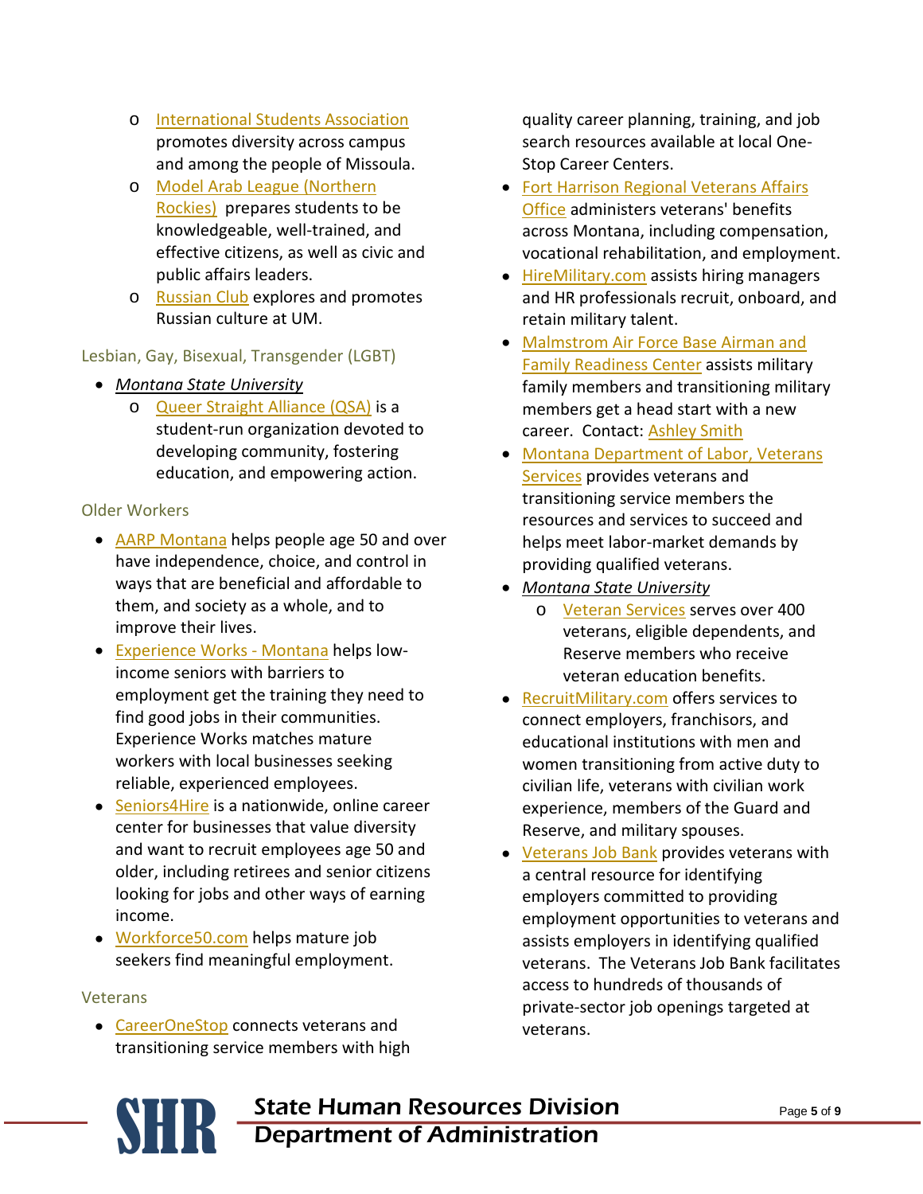- [International Students Association] promotes diversity across campus and among the people of Missoula.
- [Model Arab League (Northern Rockies)] prepares students to be knowledgeable, well-trained, and effective citizens, as well as civic and public affairs leaders.
- [Russian Club] explores and promotes Russian culture at UM.

### Lesbian, Gay, Bisexual, Transgender (LGBT)

- *Montana State University*
  - Queer Straight Alliance (QSA) is a student-run organization devoted to developing community, fostering education, and empowering action.

### Older Workers

- AARP Montana helps people age 50 and over have independence, choice, and control in ways that are beneficial and affordable to them, and society as a whole, and to improve their lives.
- Experience Works - Montana helps low-income seniors with barriers to employment get the training they need to find good jobs in their communities. Experience Works matches mature workers with local businesses seeking reliable, experienced employees.
- Seniors4Hire is a nationwide, online career center for businesses that value diversity and want to recruit employees age 50 and older, including retirees and senior citizens looking for jobs and other ways of earning income.
- Workforce50.com helps mature job seekers find meaningful employment.

### Veterans

- CareerOneStop connects veterans and transitioning service members with high quality career planning, training, and job search resources available at local One-Stop Career Centers.
- Fort Harrison Regional Veterans Affairs Office administers veterans' benefits across Montana, including compensation, vocational rehabilitation, and employment.
- HireMilitary.com assists hiring managers and HR professionals recruit, onboard, and retain military talent.
- Malmstrom Air Force Base Airman and Family Readiness Center assists military family members and transitioning military members get a head start with a new career. Contact: Ashley Smith
- Montana Department of Labor, Veterans Services provides veterans and transitioning service members the resources and services to succeed and helps meet labor-market demands by providing qualified veterans.
- *Montana State University*
  - Veteran Services serves over 400 veterans, eligible dependents, and Reserve members who receive veteran education benefits.
- RecruitMilitary.com offers services to connect employers, franchisors, and educational institutions with men and women transitioning from active duty to civilian life, veterans with civilian work experience, members of the Guard and Reserve, and military spouses.
- Veterans Job Bank provides veterans with a central resource for identifying employers committed to providing employment opportunities to veterans and assists employers in identifying qualified veterans. The Veterans Job Bank facilitates access to hundreds of thousands of private-sector job openings targeted at veterans.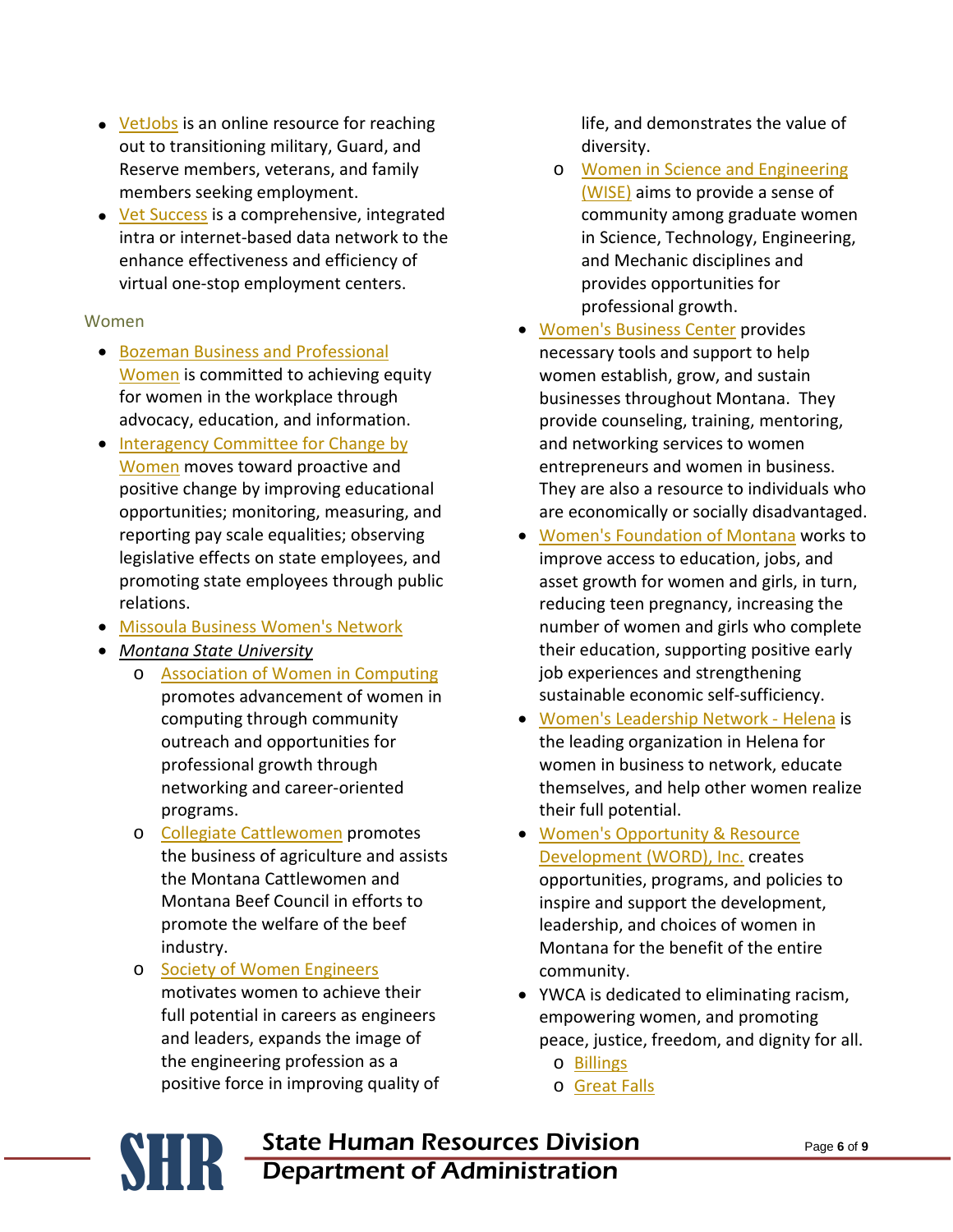- VetJobs is an online resource for reaching out to transitioning military, Guard, and Reserve members, veterans, and family members seeking employment.
- Vet Success is a comprehensive, integrated intra or internet-based data network to the enhance effectiveness and efficiency of virtual one-stop employment centers.

### Women

- Bozeman Business and Professional Women is committed to achieving equity for women in the workplace through advocacy, education, and information.
- Interagency Committee for Change by Women moves toward proactive and positive change by improving educational opportunities; monitoring, measuring, and reporting pay scale equalities; observing legislative effects on state employees, and promoting state employees through public relations.
- Missoula Business Women's Network
- *Montana State University*
  - Association of Women in Computing promotes advancement of women in computing through community outreach and opportunities for professional growth through networking and career-oriented programs.
  - Collegiate Cattlewomen promotes the business of agriculture and assists the Montana Cattlewomen and Montana Beef Council in efforts to promote the welfare of the beef industry.
  - Society of Women Engineers motivates women to achieve their full potential in careers as engineers and leaders, expands the image of the engineering profession as a positive force in improving quality of life, and demonstrates the value of diversity.
  - Women in Science and Engineering (WISE) aims to provide a sense of community among graduate women in Science, Technology, Engineering, and Mechanic disciplines and provides opportunities for professional growth.
- Women's Business Center provides necessary tools and support to help women establish, grow, and sustain businesses throughout Montana. They provide counseling, training, mentoring, and networking services to women entrepreneurs and women in business. They are also a resource to individuals who are economically or socially disadvantaged.
- Women's Foundation of Montana works to improve access to education, jobs, and asset growth for women and girls, in turn, reducing teen pregnancy, increasing the number of women and girls who complete their education, supporting positive early job experiences and strengthening sustainable economic self-sufficiency.
- Women's Leadership Network - Helena is the leading organization in Helena for women in business to network, educate themselves, and help other women realize their full potential.
- Women's Opportunity & Resource Development (WORD), Inc. creates opportunities, programs, and policies to inspire and support the development, leadership, and choices of women in Montana for the benefit of the entire community.
- YWCA is dedicated to eliminating racism, empowering women, and promoting peace, justice, freedom, and dignity for all.
  - Billings
  - Great Falls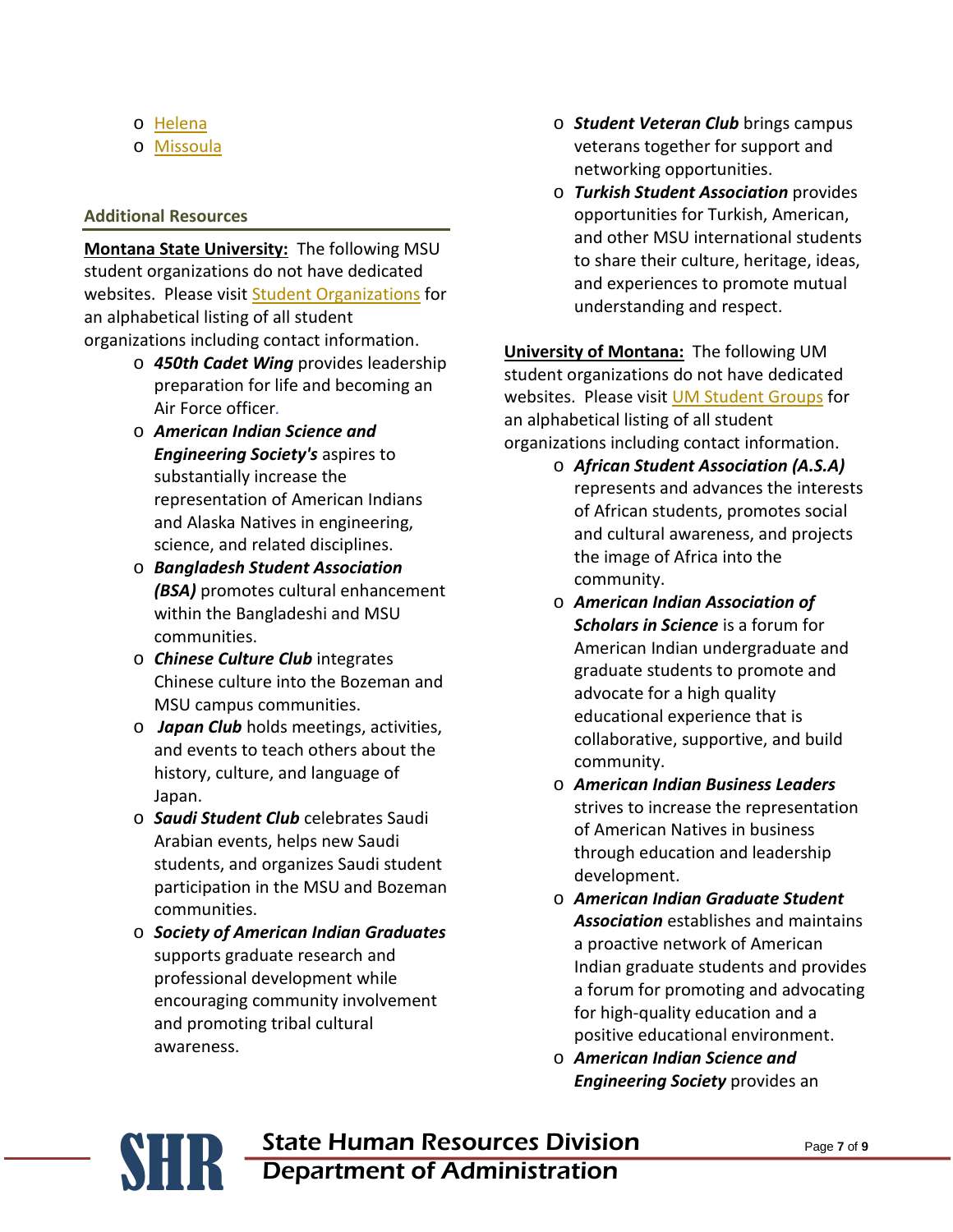- Helena
- Missoula

### Additional Resources

**Montana State University:** The following MSU student organizations do not have dedicated websites. Please visit Student Organizations for an alphabetical listing of all student organizations including contact information.

- ***450th Cadet Wing*** provides leadership preparation for life and becoming an Air Force officer.
- ***American Indian Science and Engineering Society's*** aspires to substantially increase the representation of American Indians and Alaska Natives in engineering, science, and related disciplines.
- ***Bangladesh Student Association (BSA)*** promotes cultural enhancement within the Bangladeshi and MSU communities.
- ***Chinese Culture Club*** integrates Chinese culture into the Bozeman and MSU campus communities.
- ***Japan Club*** holds meetings, activities, and events to teach others about the history, culture, and language of Japan.
- ***Saudi Student Club*** celebrates Saudi Arabian events, helps new Saudi students, and organizes Saudi student participation in the MSU and Bozeman communities.
- ***Society of American Indian Graduates*** supports graduate research and professional development while encouraging community involvement and promoting tribal cultural awareness.
- ***Student Veteran Club*** brings campus veterans together for support and networking opportunities.
- ***Turkish Student Association*** provides opportunities for Turkish, American, and other MSU international students to share their culture, heritage, ideas, and experiences to promote mutual understanding and respect.

**University of Montana:** The following UM student organizations do not have dedicated websites. Please visit UM Student Groups for an alphabetical listing of all student organizations including contact information.

- ***African Student Association (A.S.A)*** represents and advances the interests of African students, promotes social and cultural awareness, and projects the image of Africa into the community.
- ***American Indian Association of Scholars in Science*** is a forum for American Indian undergraduate and graduate students to promote and advocate for a high quality educational experience that is collaborative, supportive, and build community.
- ***American Indian Business Leaders*** strives to increase the representation of American Natives in business through education and leadership development.
- ***American Indian Graduate Student Association*** establishes and maintains a proactive network of American Indian graduate students and provides a forum for promoting and advocating for high-quality education and a positive educational environment.
- ***American Indian Science and Engineering Society*** provides an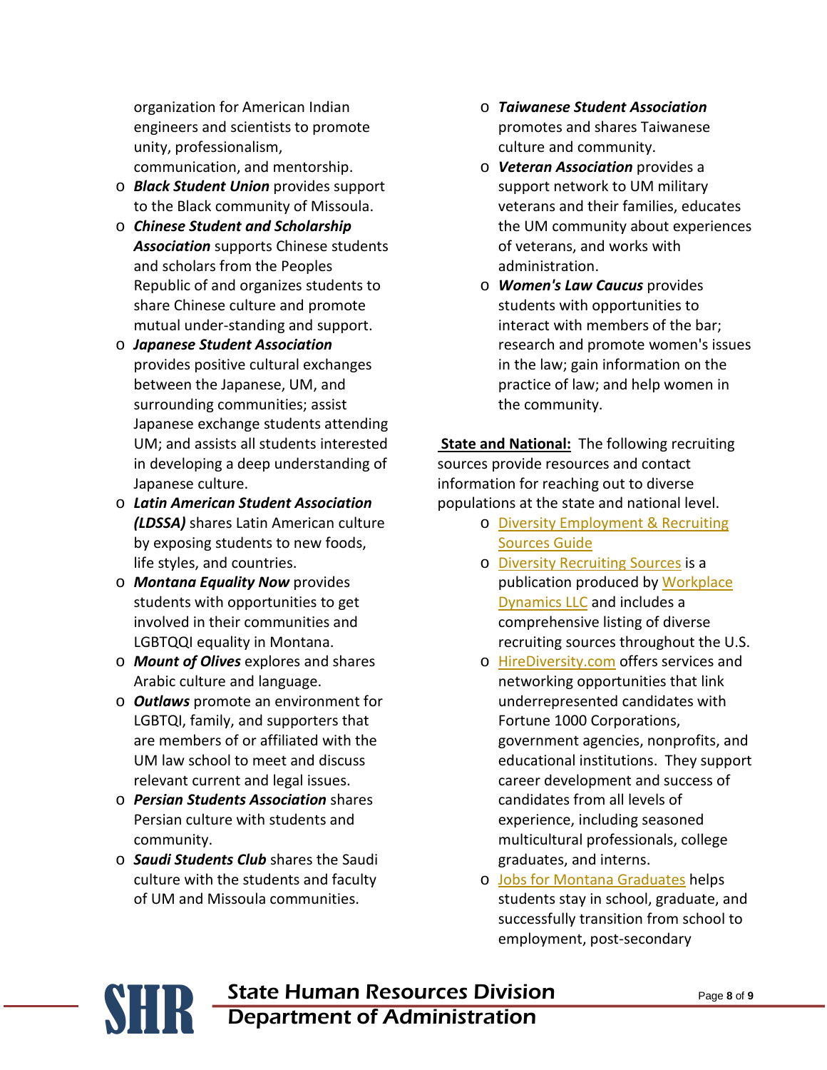organization for American Indian engineers and scientists to promote unity, professionalism, communication, and mentorship.

- ***Black Student Union*** provides support to the Black community of Missoula.
- ***Chinese Student and Scholarship Association*** supports Chinese students and scholars from the Peoples Republic of and organizes students to share Chinese culture and promote mutual under-standing and support.
- ***Japanese Student Association*** provides positive cultural exchanges between the Japanese, UM, and surrounding communities; assist Japanese exchange students attending UM; and assists all students interested in developing a deep understanding of Japanese culture.
- ***Latin American Student Association (LDSSA)*** shares Latin American culture by exposing students to new foods, life styles, and countries.
- ***Montana Equality Now*** provides students with opportunities to get involved in their communities and LGBTQQI equality in Montana.
- ***Mount of Olives*** explores and shares Arabic culture and language.
- ***Outlaws*** promote an environment for LGBTQI, family, and supporters that are members of or affiliated with the UM law school to meet and discuss relevant current and legal issues.
- ***Persian Students Association*** shares Persian culture with students and community.
- ***Saudi Students Club*** shares the Saudi culture with the students and faculty of UM and Missoula communities.
- ***Taiwanese Student Association*** promotes and shares Taiwanese culture and community.
- ***Veteran Association*** provides a support network to UM military veterans and their families, educates the UM community about experiences of veterans, and works with administration.
- ***Women's Law Caucus*** provides students with opportunities to interact with members of the bar; research and promote women's issues in the law; gain information on the practice of law; and help women in the community.

**State and National:** The following recruiting sources provide resources and contact information for reaching out to diverse populations at the state and national level.

- Diversity Employment & Recruiting Sources Guide
- Diversity Recruiting Sources is a publication produced by Workplace Dynamics LLC and includes a comprehensive listing of diverse recruiting sources throughout the U.S.
- HireDiversity.com offers services and networking opportunities that link underrepresented candidates with Fortune 1000 Corporations, government agencies, nonprofits, and educational institutions. They support career development and success of candidates from all levels of experience, including seasoned multicultural professionals, college graduates, and interns.
- Jobs for Montana Graduates helps students stay in school, graduate, and successfully transition from school to employment, post-secondary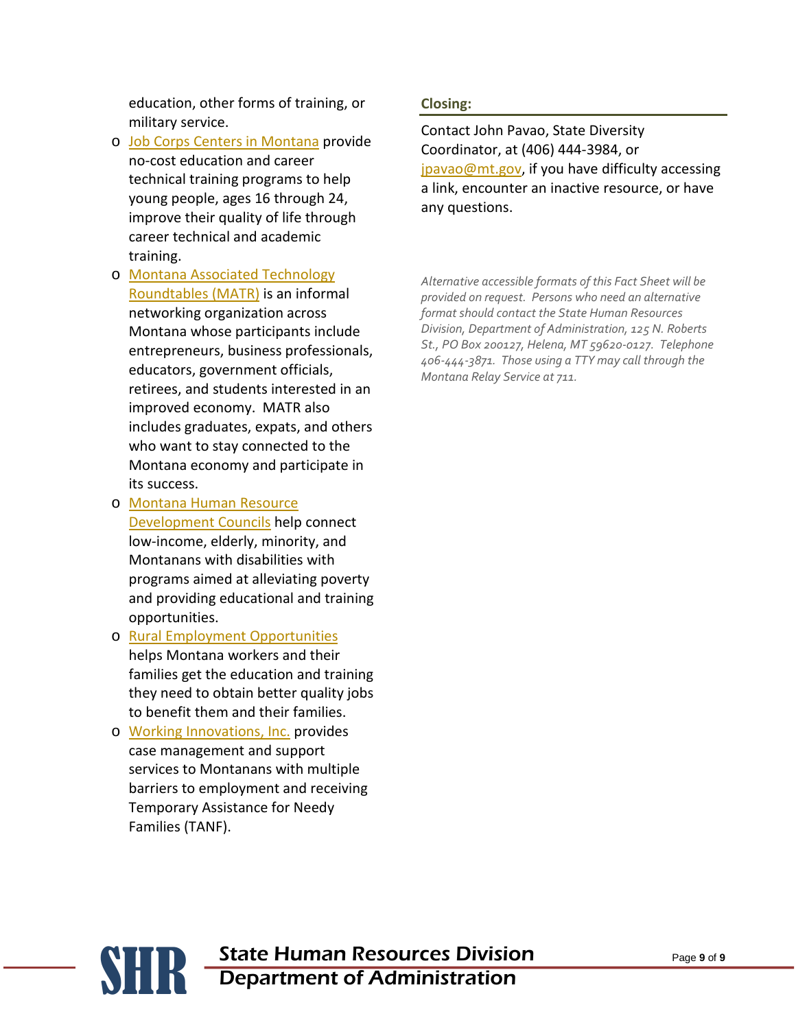education, other forms of training, or military service.

- Job Corps Centers in Montana provide no-cost education and career technical training programs to help young people, ages 16 through 24, improve their quality of life through career technical and academic training.
- Montana Associated Technology Roundtables (MATR) is an informal networking organization across Montana whose participants include entrepreneurs, business professionals, educators, government officials, retirees, and students interested in an improved economy. MATR also includes graduates, expats, and others who want to stay connected to the Montana economy and participate in its success.
- Montana Human Resource Development Councils help connect low-income, elderly, minority, and Montanans with disabilities with programs aimed at alleviating poverty and providing educational and training opportunities.
- Rural Employment Opportunities helps Montana workers and their families get the education and training they need to obtain better quality jobs to benefit them and their families.
- Working Innovations, Inc. provides case management and support services to Montanans with multiple barriers to employment and receiving Temporary Assistance for Needy Families (TANF).

**Closing:**

Contact John Pavao, State Diversity Coordinator, at (406) 444-3984, or jpavao@mt.gov, if you have difficulty accessing a link, encounter an inactive resource, or have any questions.

*Alternative accessible formats of this Fact Sheet will be provided on request. Persons who need an alternative format should contact the State Human Resources Division, Department of Administration, 125 N. Roberts St., PO Box 200127, Helena, MT 59620-0127. Telephone 406-444-3871. Those using a TTY may call through the Montana Relay Service at 711.*